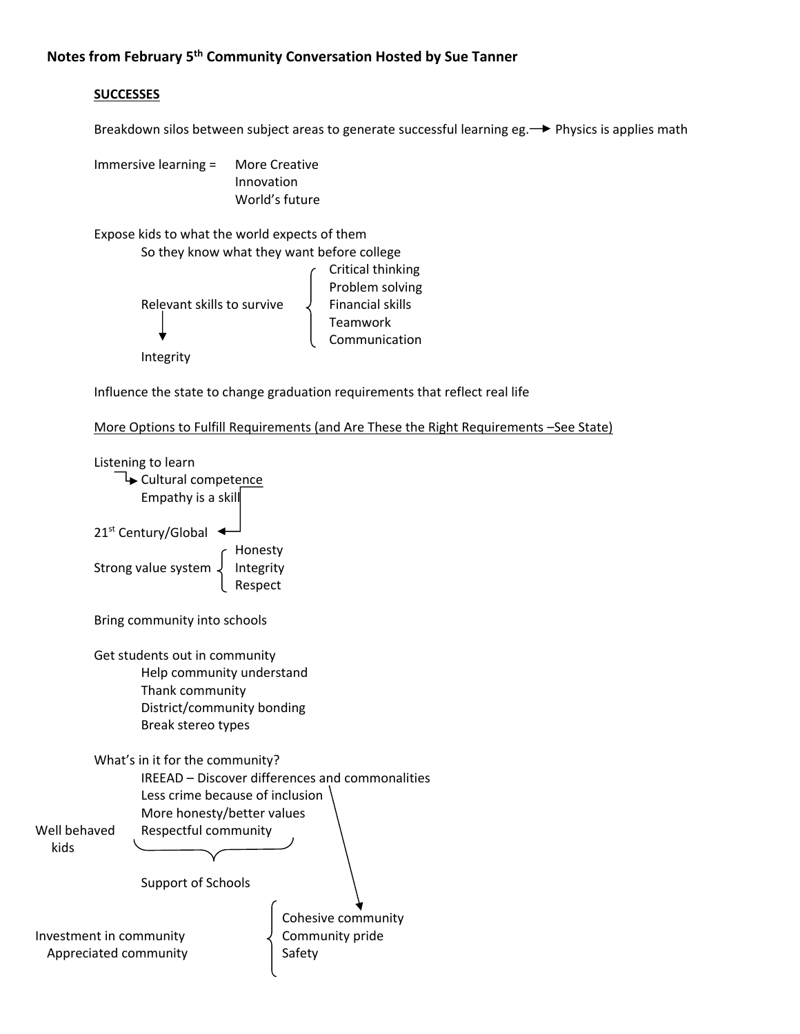**Notes from February 5th Community Conversation Hosted by Sue Tanner**

**<u>SUCCESSES</u>**

Breakdown silos between subject areas to generate successful learning eg. → Physics is applies math

Immersive learning = More Creative
- Innovation
- World's future

Expose kids to what the world expects of them
- So they know what they want before college

Relevant skills to survive:
- Critical thinking
- Problem solving
- Financial skills
- Teamwork
- Communication

↓

Integrity

Influence the state to change graduation requirements that reflect real life

<u>More Options to Fulfill Requirements (and Are These the Right Requirements –See State)</u>

Listening to learn
- → Cultural competence
- Empathy is a skill

21st Century/Global

Strong value system:
- Honesty
- Integrity
- Respect

Bring community into schools

Get students out in community
- Help community understand
- Thank community
- District/community bonding
- Break stereo types

What's in it for the community?
- IREAD – Discover differences and commonalities
- Less crime because of inclusion
- More honesty/better values
- Respectful community

Well behaved kids

Support of Schools

Investment in community
Appreciated community

- Cohesive community
- Community pride
- Safety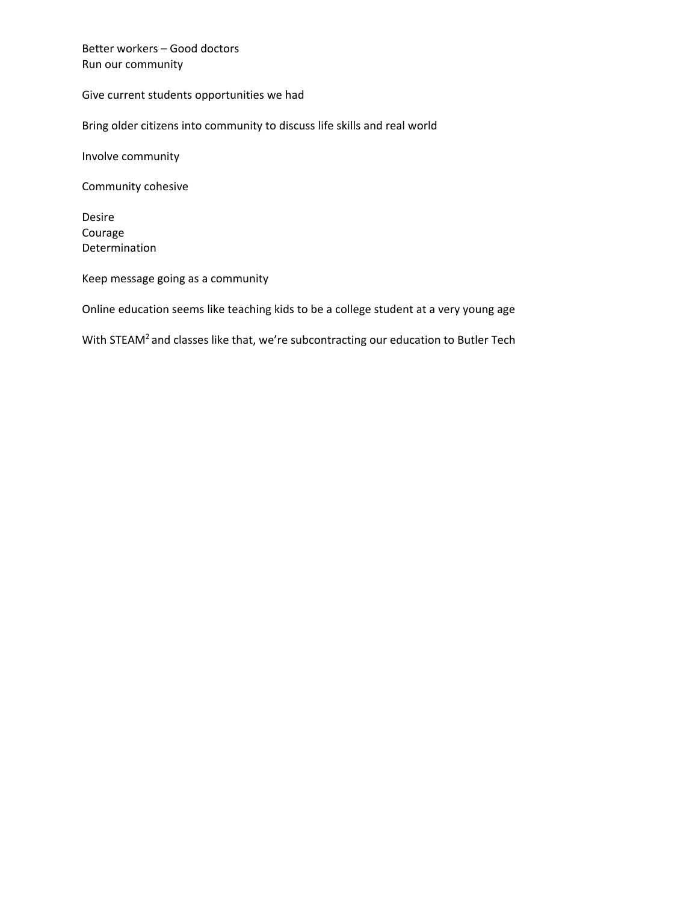Better workers – Good doctors
Run our community

Give current students opportunities we had

Bring older citizens into community to discuss life skills and real world

Involve community

Community cohesive

Desire
Courage
Determination

Keep message going as a community

Online education seems like teaching kids to be a college student at a very young age

With STEAM$^2$ and classes like that, we're subcontracting our education to Butler Tech